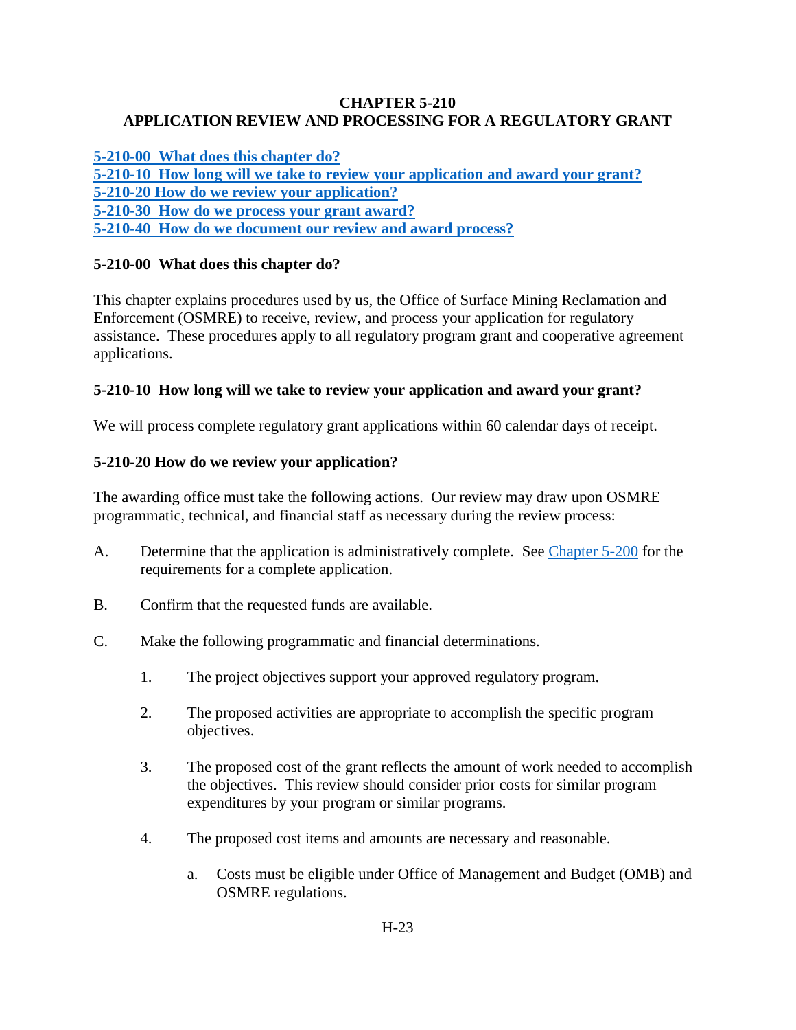# CHAPTER 5-210
# APPLICATION REVIEW AND PROCESSING FOR A REGULATORY GRANT

[5-210-00 What does this chapter do?](#)
[5-210-10 How long will we take to review your application and award your grant?](#)
[5-210-20 How do we review your application?](#)
[5-210-30 How do we process your grant award?](#)
[5-210-40 How do we document our review and award process?](#)

## 5-210-00 What does this chapter do?

This chapter explains procedures used by us, the Office of Surface Mining Reclamation and Enforcement (OSMRE) to receive, review, and process your application for regulatory assistance. These procedures apply to all regulatory program grant and cooperative agreement applications.

## 5-210-10 How long will we take to review your application and award your grant?

We will process complete regulatory grant applications within 60 calendar days of receipt.

## 5-210-20 How do we review your application?

The awarding office must take the following actions. Our review may draw upon OSMRE programmatic, technical, and financial staff as necessary during the review process:

A. Determine that the application is administratively complete. See Chapter 5-200 for the requirements for a complete application.

B. Confirm that the requested funds are available.

C. Make the following programmatic and financial determinations.

   1. The project objectives support your approved regulatory program.

   2. The proposed activities are appropriate to accomplish the specific program objectives.

   3. The proposed cost of the grant reflects the amount of work needed to accomplish the objectives. This review should consider prior costs for similar program expenditures by your program or similar programs.

   4. The proposed cost items and amounts are necessary and reasonable.

      a. Costs must be eligible under Office of Management and Budget (OMB) and OSMRE regulations.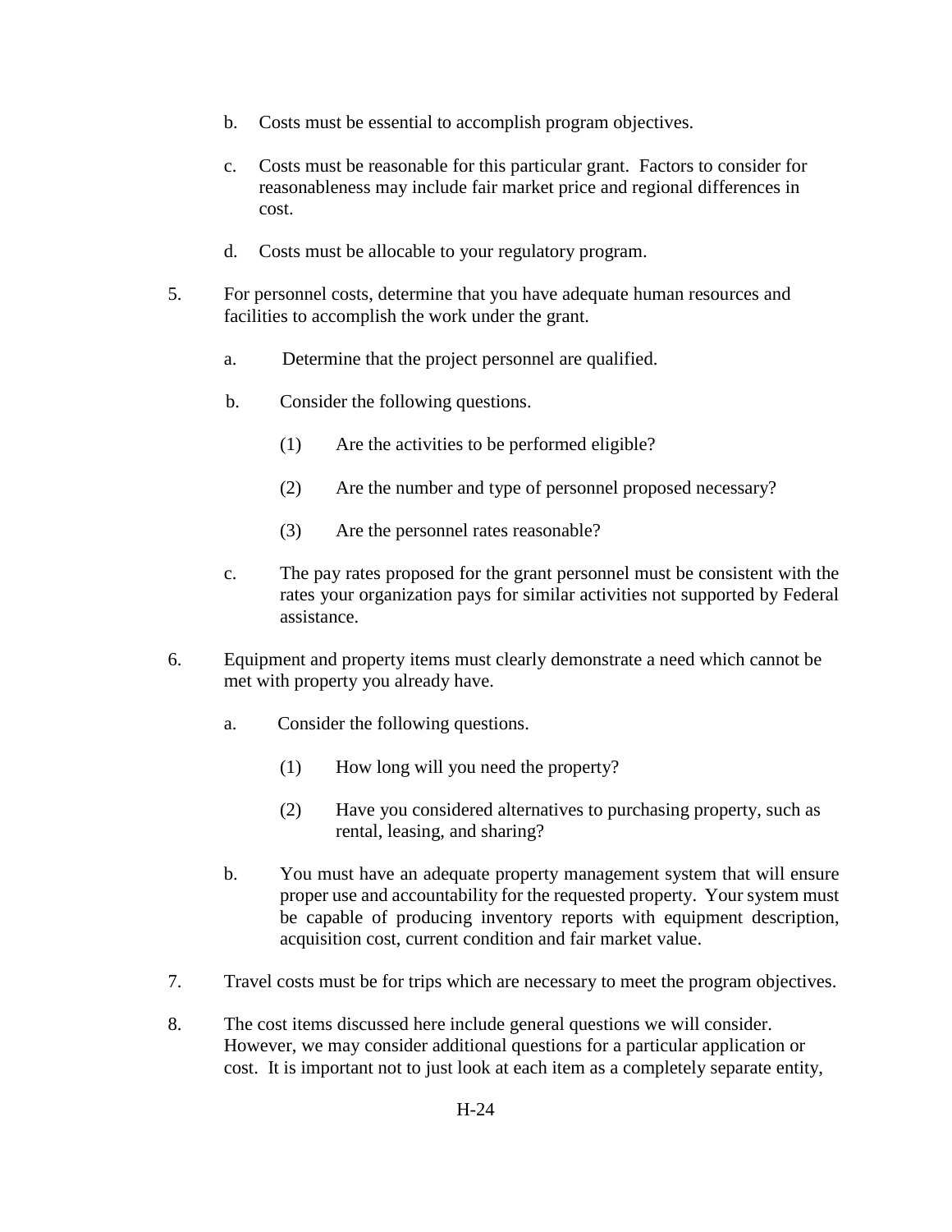b. Costs must be essential to accomplish program objectives.

c. Costs must be reasonable for this particular grant. Factors to consider for reasonableness may include fair market price and regional differences in cost.

d. Costs must be allocable to your regulatory program.

5. For personnel costs, determine that you have adequate human resources and facilities to accomplish the work under the grant.

   a. Determine that the project personnel are qualified.

   b. Consider the following questions.

      (1) Are the activities to be performed eligible?

      (2) Are the number and type of personnel proposed necessary?

      (3) Are the personnel rates reasonable?

   c. The pay rates proposed for the grant personnel must be consistent with the rates your organization pays for similar activities not supported by Federal assistance.

6. Equipment and property items must clearly demonstrate a need which cannot be met with property you already have.

   a. Consider the following questions.

      (1) How long will you need the property?

      (2) Have you considered alternatives to purchasing property, such as rental, leasing, and sharing?

   b. You must have an adequate property management system that will ensure proper use and accountability for the requested property. Your system must be capable of producing inventory reports with equipment description, acquisition cost, current condition and fair market value.

7. Travel costs must be for trips which are necessary to meet the program objectives.

8. The cost items discussed here include general questions we will consider. However, we may consider additional questions for a particular application or cost. It is important not to just look at each item as a completely separate entity,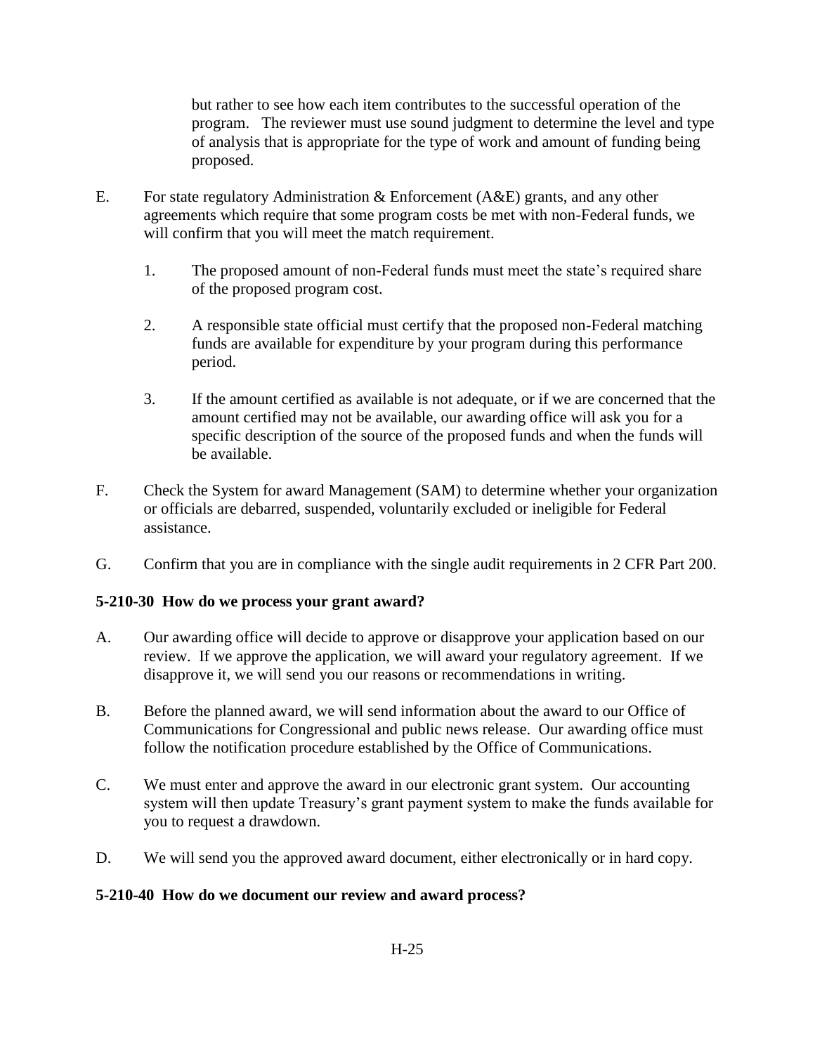but rather to see how each item contributes to the successful operation of the program. The reviewer must use sound judgment to determine the level and type of analysis that is appropriate for the type of work and amount of funding being proposed.

E. For state regulatory Administration & Enforcement (A&E) grants, and any other agreements which require that some program costs be met with non-Federal funds, we will confirm that you will meet the match requirement.

   1. The proposed amount of non-Federal funds must meet the state's required share of the proposed program cost.

   2. A responsible state official must certify that the proposed non-Federal matching funds are available for expenditure by your program during this performance period.

   3. If the amount certified as available is not adequate, or if we are concerned that the amount certified may not be available, our awarding office will ask you for a specific description of the source of the proposed funds and when the funds will be available.

F. Check the System for award Management (SAM) to determine whether your organization or officials are debarred, suspended, voluntarily excluded or ineligible for Federal assistance.

G. Confirm that you are in compliance with the single audit requirements in 2 CFR Part 200.

**5-210-30 How do we process your grant award?**

A. Our awarding office will decide to approve or disapprove your application based on our review. If we approve the application, we will award your regulatory agreement. If we disapprove it, we will send you our reasons or recommendations in writing.

B. Before the planned award, we will send information about the award to our Office of Communications for Congressional and public news release. Our awarding office must follow the notification procedure established by the Office of Communications.

C. We must enter and approve the award in our electronic grant system. Our accounting system will then update Treasury's grant payment system to make the funds available for you to request a drawdown.

D. We will send you the approved award document, either electronically or in hard copy.

**5-210-40 How do we document our review and award process?**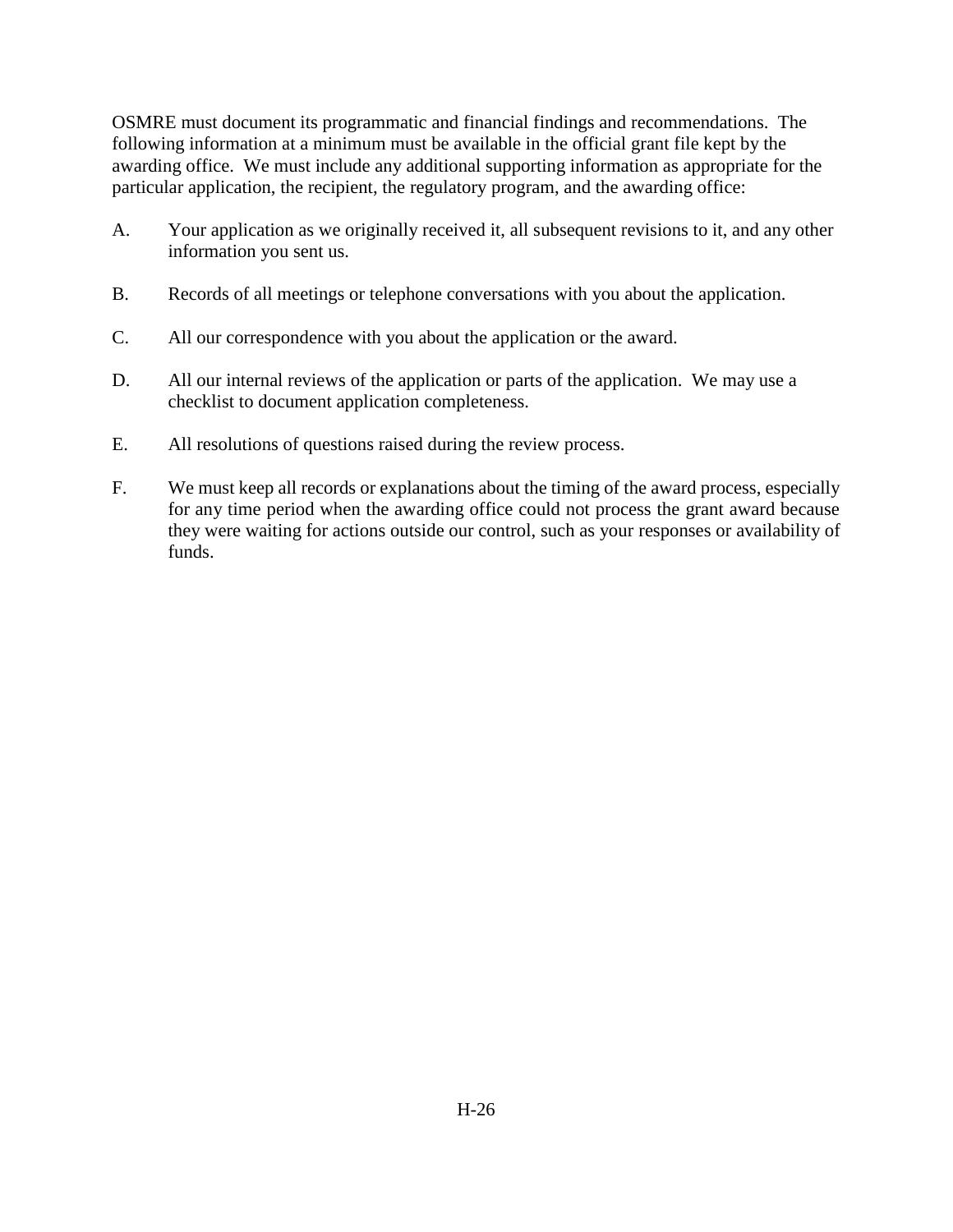OSMRE must document its programmatic and financial findings and recommendations. The following information at a minimum must be available in the official grant file kept by the awarding office. We must include any additional supporting information as appropriate for the particular application, the recipient, the regulatory program, and the awarding office:

A. Your application as we originally received it, all subsequent revisions to it, and any other information you sent us.

B. Records of all meetings or telephone conversations with you about the application.

C. All our correspondence with you about the application or the award.

D. All our internal reviews of the application or parts of the application. We may use a checklist to document application completeness.

E. All resolutions of questions raised during the review process.

F. We must keep all records or explanations about the timing of the award process, especially for any time period when the awarding office could not process the grant award because they were waiting for actions outside our control, such as your responses or availability of funds.